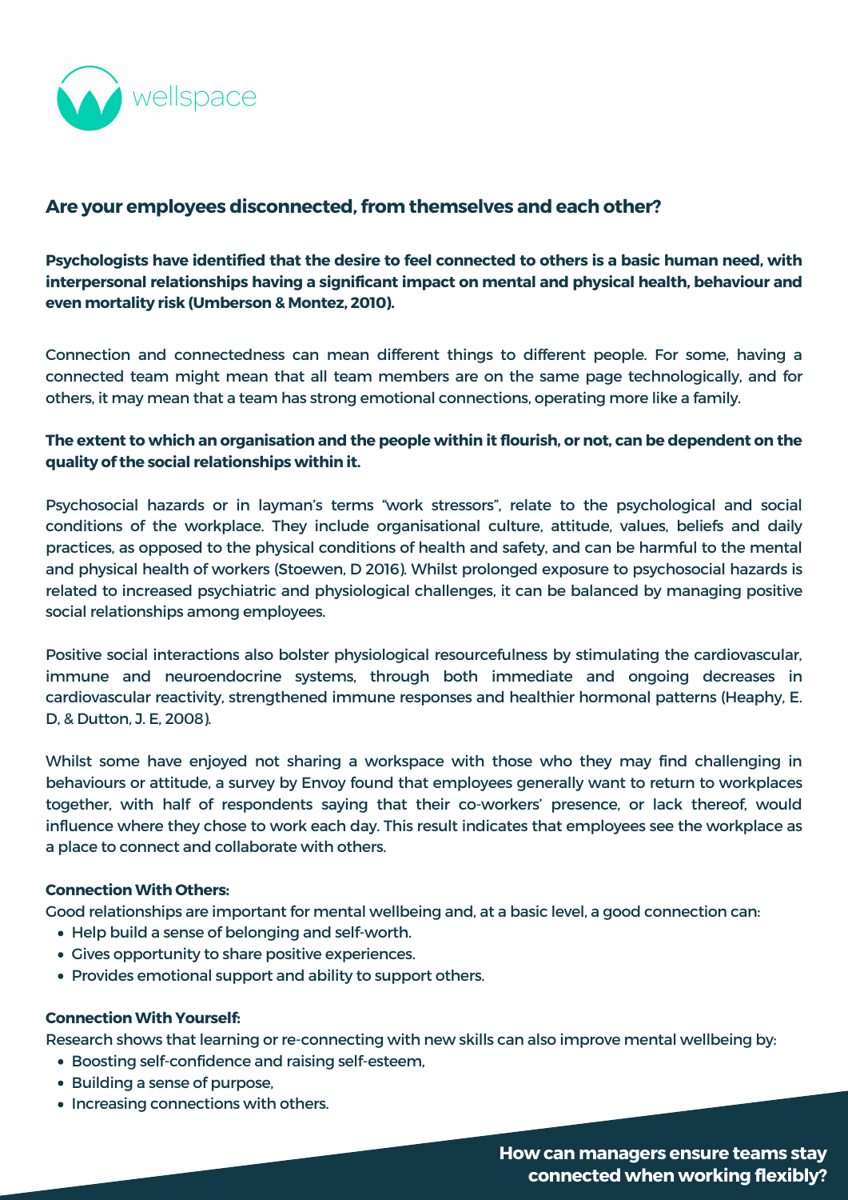wellspace

## Are your employees disconnected, from themselves and each other?

**Psychologists have identified that the desire to feel connected to others is a basic human need, with interpersonal relationships having a significant impact on mental and physical health, behaviour and even mortality risk (Umberson & Montez, 2010).**

Connection and connectedness can mean different things to different people. For some, having a connected team might mean that all team members are on the same page technologically, and for others, it may mean that a team has strong emotional connections, operating more like a family.

**The extent to which an organisation and the people within it flourish, or not, can be dependent on the quality of the social relationships within it.**

Psychosocial hazards or in layman's terms "work stressors", relate to the psychological and social conditions of the workplace. They include organisational culture, attitude, values, beliefs and daily practices, as opposed to the physical conditions of health and safety, and can be harmful to the mental and physical health of workers (Stoewen, D 2016). Whilst prolonged exposure to psychosocial hazards is related to increased psychiatric and physiological challenges, it can be balanced by managing positive social relationships among employees.

Positive social interactions also bolster physiological resourcefulness by stimulating the cardiovascular, immune and neuroendocrine systems, through both immediate and ongoing decreases in cardiovascular reactivity, strengthened immune responses and healthier hormonal patterns (Heaphy, E. D, & Dutton, J. E, 2008).

Whilst some have enjoyed not sharing a workspace with those who they may find challenging in behaviours or attitude, a survey by Envoy found that employees generally want to return to workplaces together, with half of respondents saying that their co-workers' presence, or lack thereof, would influence where they chose to work each day. This result indicates that employees see the workplace as a place to connect and collaborate with others.

**Connection With Others:**

Good relationships are important for mental wellbeing and, at a basic level, a good connection can:

- Help build a sense of belonging and self-worth.
- Gives opportunity to share positive experiences.
- Provides emotional support and ability to support others.

**Connection With Yourself:**

Research shows that learning or re-connecting with new skills can also improve mental wellbeing by:

- Boosting self-confidence and raising self-esteem,
- Building a sense of purpose,
- Increasing connections with others.

**How can managers ensure teams stay connected when working flexibly?**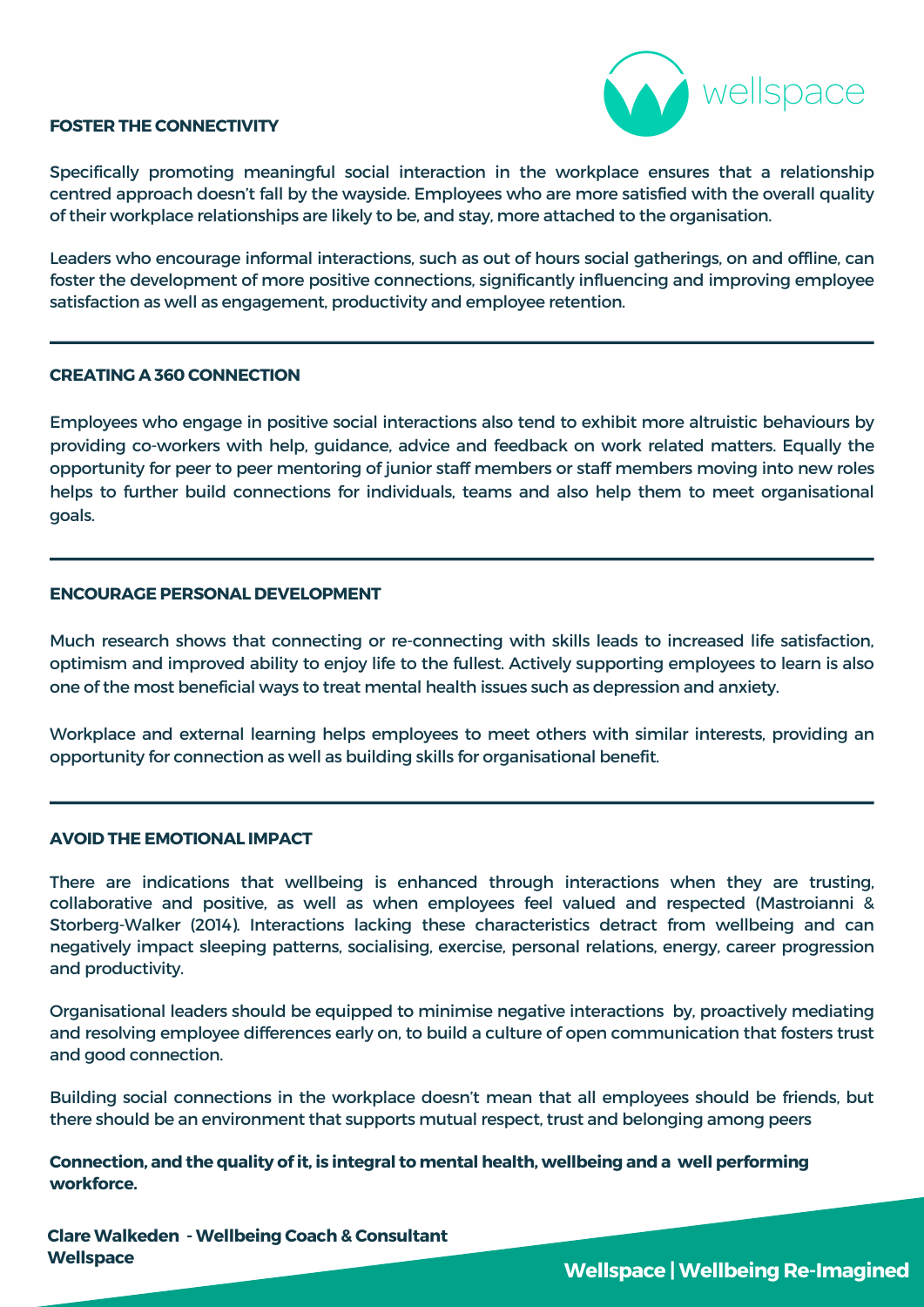## FOSTER THE CONNECTIVITY

Specifically promoting meaningful social interaction in the workplace ensures that a relationship centred approach doesn't fall by the wayside. Employees who are more satisfied with the overall quality of their workplace relationships are likely to be, and stay, more attached to the organisation.

Leaders who encourage informal interactions, such as out of hours social gatherings, on and offline, can foster the development of more positive connections, significantly influencing and improving employee satisfaction as well as engagement, productivity and employee retention.

---

## CREATING A 360 CONNECTION

Employees who engage in positive social interactions also tend to exhibit more altruistic behaviours by providing co-workers with help, guidance, advice and feedback on work related matters. Equally the opportunity for peer to peer mentoring of junior staff members or staff members moving into new roles helps to further build connections for individuals, teams and also help them to meet organisational goals.

---

## ENCOURAGE PERSONAL DEVELOPMENT

Much research shows that connecting or re-connecting with skills leads to increased life satisfaction, optimism and improved ability to enjoy life to the fullest. Actively supporting employees to learn is also one of the most beneficial ways to treat mental health issues such as depression and anxiety.

Workplace and external learning helps employees to meet others with similar interests, providing an opportunity for connection as well as building skills for organisational benefit.

---

## AVOID THE EMOTIONAL IMPACT

There are indications that wellbeing is enhanced through interactions when they are trusting, collaborative and positive, as well as when employees feel valued and respected (Mastroianni & Storberg-Walker (2014). Interactions lacking these characteristics detract from wellbeing and can negatively impact sleeping patterns, socialising, exercise, personal relations, energy, career progression and productivity.

Organisational leaders should be equipped to minimise negative interactions by, proactively mediating and resolving employee differences early on, to build a culture of open communication that fosters trust and good connection.

Building social connections in the workplace doesn't mean that all employees should be friends, but there should be an environment that supports mutual respect, trust and belonging among peers

**Connection, and the quality of it, is integral to mental health, wellbeing and a well performing workforce.**

**Clare Walkeden - Wellbeing Coach & Consultant**
**Wellspace**

**Wellspace | Wellbeing Re-Imagined**